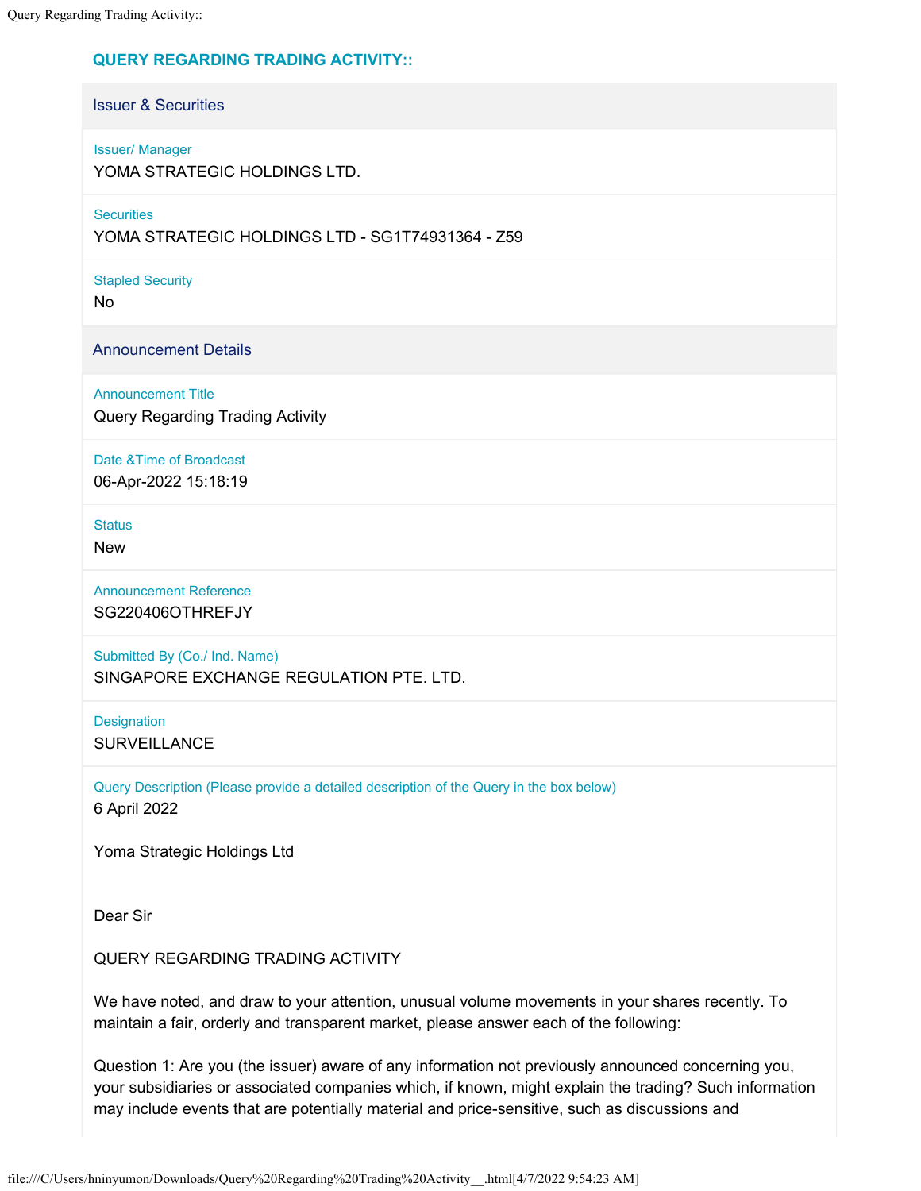## QUERY REGARDING TRADING ACTIVITY::

### Issuer & Securities

**Issuer/ Manager**
YOMA STRATEGIC HOLDINGS LTD.

**Securities**
YOMA STRATEGIC HOLDINGS LTD - SG1T74931364 - Z59

**Stapled Security**
No

### Announcement Details

**Announcement Title**
Query Regarding Trading Activity

**Date &Time of Broadcast**
06-Apr-2022 15:18:19

**Status**
New

**Announcement Reference**
SG220406OTHREFJY

**Submitted By (Co./ Ind. Name)**
SINGAPORE EXCHANGE REGULATION PTE. LTD.

**Designation**
SURVEILLANCE

**Query Description (Please provide a detailed description of the Query in the box below)**
6 April 2022

Yoma Strategic Holdings Ltd

Dear Sir

QUERY REGARDING TRADING ACTIVITY

We have noted, and draw to your attention, unusual volume movements in your shares recently. To maintain a fair, orderly and transparent market, please answer each of the following:

Question 1: Are you (the issuer) aware of any information not previously announced concerning you, your subsidiaries or associated companies which, if known, might explain the trading? Such information may include events that are potentially material and price-sensitive, such as discussions and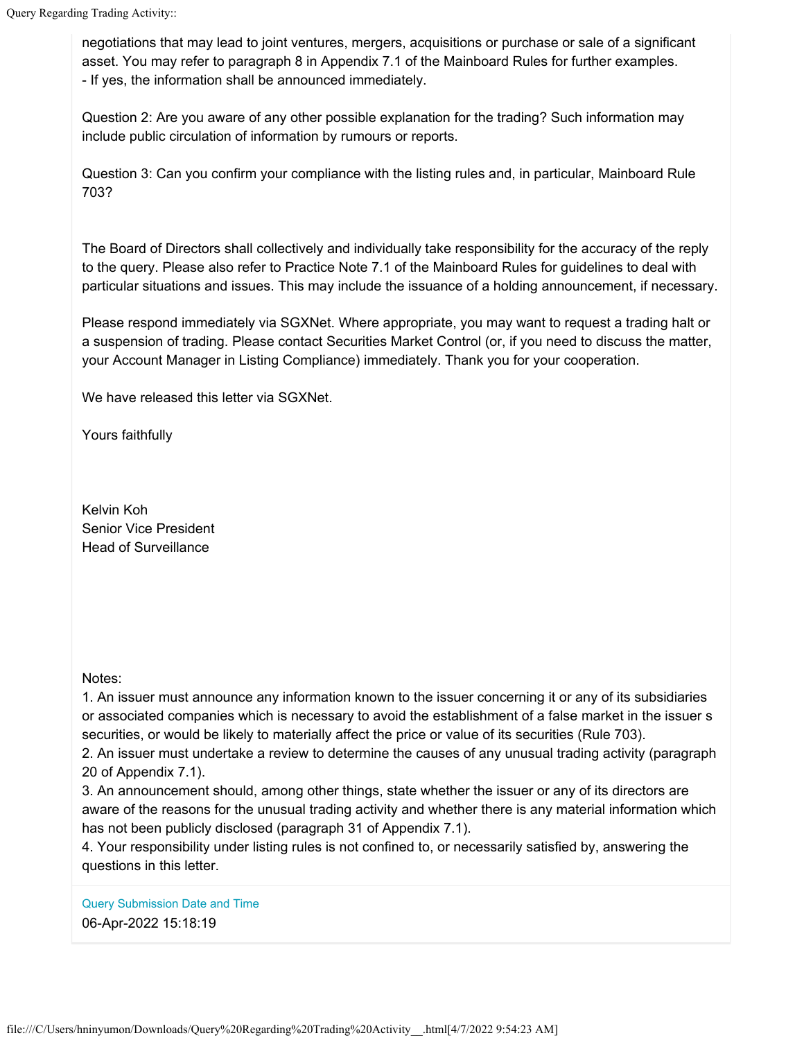negotiations that may lead to joint ventures, mergers, acquisitions or purchase or sale of a significant asset. You may refer to paragraph 8 in Appendix 7.1 of the Mainboard Rules for further examples.
- If yes, the information shall be announced immediately.

Question 2: Are you aware of any other possible explanation for the trading? Such information may include public circulation of information by rumours or reports.

Question 3: Can you confirm your compliance with the listing rules and, in particular, Mainboard Rule 703?

The Board of Directors shall collectively and individually take responsibility for the accuracy of the reply to the query. Please also refer to Practice Note 7.1 of the Mainboard Rules for guidelines to deal with particular situations and issues. This may include the issuance of a holding announcement, if necessary.

Please respond immediately via SGXNet. Where appropriate, you may want to request a trading halt or a suspension of trading. Please contact Securities Market Control (or, if you need to discuss the matter, your Account Manager in Listing Compliance) immediately. Thank you for your cooperation.

We have released this letter via SGXNet.

Yours faithfully

Kelvin Koh
Senior Vice President
Head of Surveillance

Notes:
1. An issuer must announce any information known to the issuer concerning it or any of its subsidiaries or associated companies which is necessary to avoid the establishment of a false market in the issuer s securities, or would be likely to materially affect the price or value of its securities (Rule 703).
2. An issuer must undertake a review to determine the causes of any unusual trading activity (paragraph 20 of Appendix 7.1).
3. An announcement should, among other things, state whether the issuer or any of its directors are aware of the reasons for the unusual trading activity and whether there is any material information which has not been publicly disclosed (paragraph 31 of Appendix 7.1).
4. Your responsibility under listing rules is not confined to, or necessarily satisfied by, answering the questions in this letter.

Query Submission Date and Time
06-Apr-2022 15:18:19